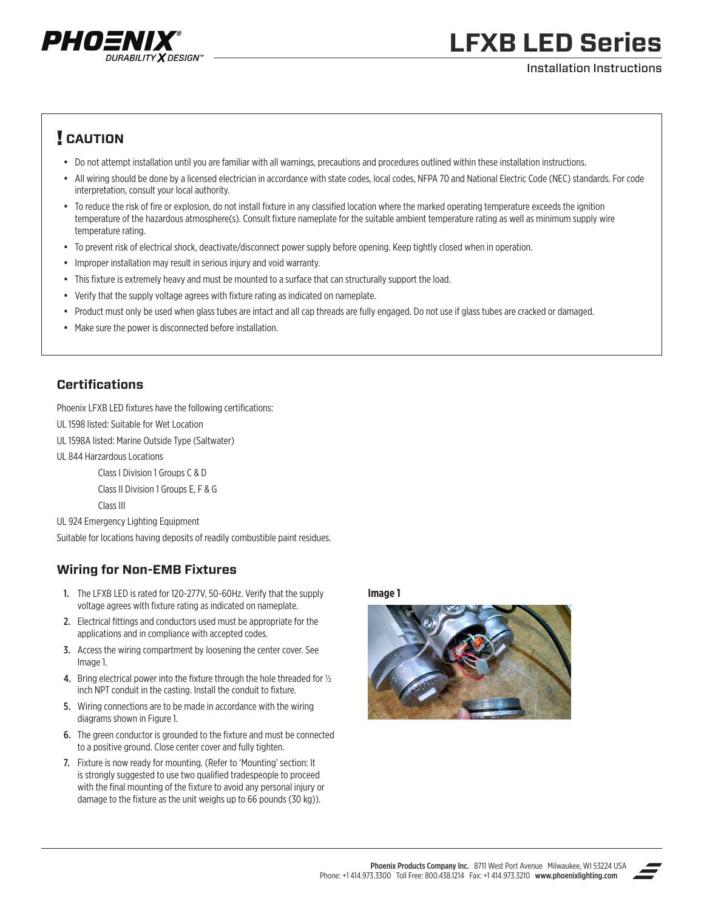# LFXB LED Series

Installation Instructions

## ! CAUTION

- Do not attempt installation until you are familiar with all warnings, precautions and procedures outlined within these installation instructions.
- All wiring should be done by a licensed electrician in accordance with state codes, local codes, NFPA 70 and National Electric Code (NEC) standards. For code interpretation, consult your local authority.
- To reduce the risk of fire or explosion, do not install fixture in any classified location where the marked operating temperature exceeds the ignition temperature of the hazardous atmosphere(s). Consult fixture nameplate for the suitable ambient temperature rating as well as minimum supply wire temperature rating.
- To prevent risk of electrical shock, deactivate/disconnect power supply before opening. Keep tightly closed when in operation.
- Improper installation may result in serious injury and void warranty.
- This fixture is extremely heavy and must be mounted to a surface that can structurally support the load.
- Verify that the supply voltage agrees with fixture rating as indicated on nameplate.
- Product must only be used when glass tubes are intact and all cap threads are fully engaged. Do not use if glass tubes are cracked or damaged.
- Make sure the power is disconnected before installation.

## Certifications

Phoenix LFXB LED fixtures have the following certifications:

UL 1598 listed: Suitable for Wet Location

UL 1598A listed: Marine Outside Type (Saltwater)

UL 844 Harzardous Locations

- Class I Division 1 Groups C & D
- Class II Division 1 Groups E, F & G
- Class III

UL 924 Emergency Lighting Equipment

Suitable for locations having deposits of readily combustible paint residues.

## Wiring for Non-EMB Fixtures

1. The LFXB LED is rated for 120-277V, 50-60Hz. Verify that the supply voltage agrees with fixture rating as indicated on nameplate.
2. Electrical fittings and conductors used must be appropriate for the applications and in compliance with accepted codes.
3. Access the wiring compartment by loosening the center cover. See Image 1.
4. Bring electrical power into the fixture through the hole threaded for ½ inch NPT conduit in the casting. Install the conduit to fixture.
5. Wiring connections are to be made in accordance with the wiring diagrams shown in Figure 1.
6. The green conductor is grounded to the fixture and must be connected to a positive ground. Close center cover and fully tighten.
7. Fixture is now ready for mounting. (Refer to 'Mounting' section: It is strongly suggested to use two qualified tradespeople to proceed with the final mounting of the fixture to avoid any personal injury or damage to the fixture as the unit weighs up to 66 pounds (30 kg)).

**Image 1**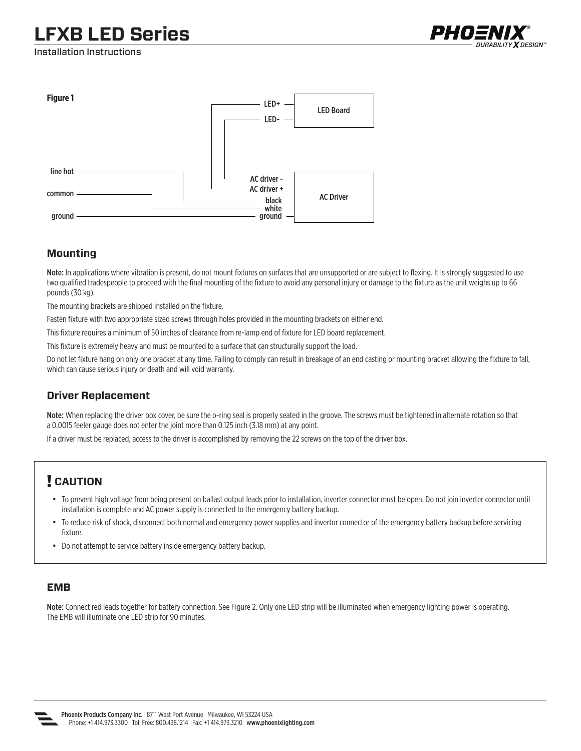**Figure 1**

line hot
common
ground

LED+
LED-
LED Board

AC driver -
AC driver +
black
white
ground
AC Driver

## Mounting

**Note:** In applications where vibration is present, do not mount fixtures on surfaces that are unsupported or are subject to flexing. It is strongly suggested to use two qualified tradespeople to proceed with the final mounting of the fixture to avoid any personal injury or damage to the fixture as the unit weighs up to 66 pounds (30 kg).

The mounting brackets are shipped installed on the fixture.

Fasten fixture with two appropriate sized screws through holes provided in the mounting brackets on either end.

This fixture requires a minimum of 50 inches of clearance from re-lamp end of fixture for LED board replacement.

This fixture is extremely heavy and must be mounted to a surface that can structurally support the load.

Do not let fixture hang on only one bracket at any time. Failing to comply can result in breakage of an end casting or mounting bracket allowing the fixture to fall, which can cause serious injury or death and will void warranty.

## Driver Replacement

**Note:** When replacing the driver box cover, be sure the o-ring seal is properly seated in the groove. The screws must be tightened in alternate rotation so that a 0.0015 feeler gauge does not enter the joint more than 0.125 inch (3.18 mm) at any point.

If a driver must be replaced, access to the driver is accomplished by removing the 22 screws on the top of the driver box.

## ! CAUTION

- To prevent high voltage from being present on ballast output leads prior to installation, inverter connector must be open. Do not join inverter connector until installation is complete and AC power supply is connected to the emergency battery backup.
- To reduce risk of shock, disconnect both normal and emergency power supplies and invertor connector of the emergency battery backup before servicing fixture.
- Do not attempt to service battery inside emergency battery backup.

## EMB

**Note:** Connect red leads together for battery connection. See Figure 2. Only one LED strip will be illuminated when emergency lighting power is operating. The EMB will illuminate one LED strip for 90 minutes.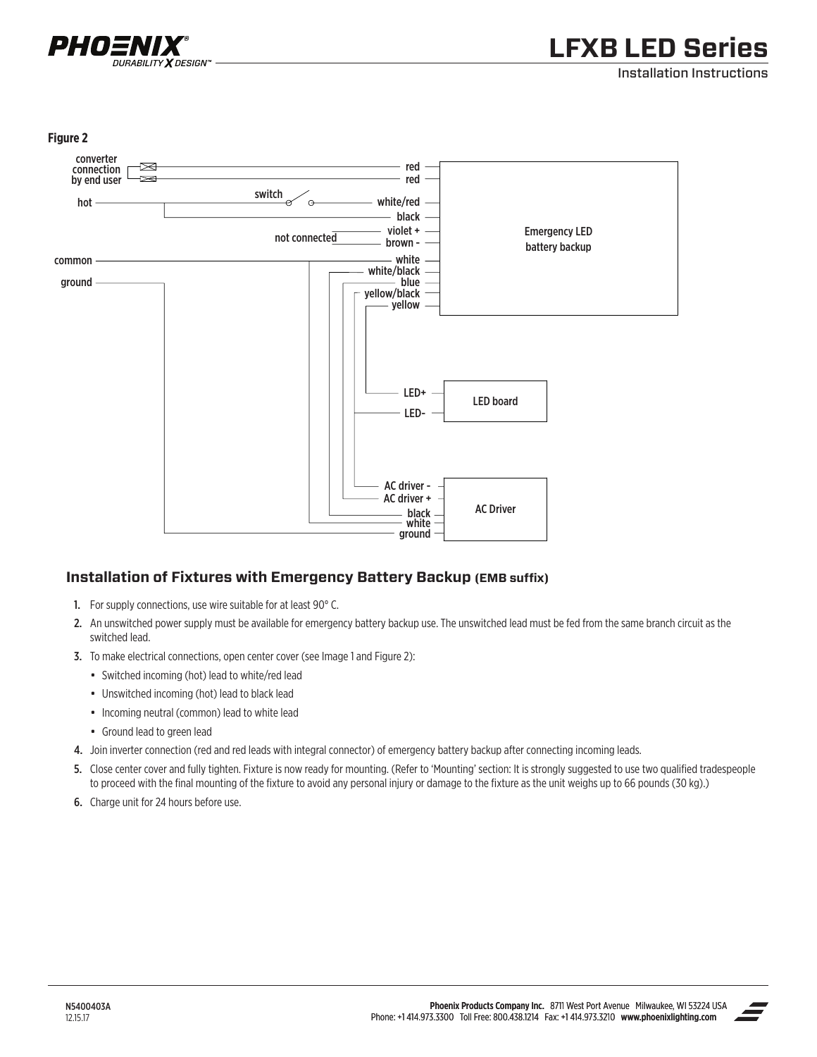**Figure 2**

converter connection by end user
hot
switch
common
ground
not connected
red
red
white/red
black
violet +
brown -
white
white/black
blue
yellow/black
yellow
Emergency LED battery backup
LED+
LED-
LED board
AC driver -
AC driver +
black
white
ground
AC Driver

## Installation of Fixtures with Emergency Battery Backup (EMB suffix)

1. For supply connections, use wire suitable for at least 90° C.
2. An unswitched power supply must be available for emergency battery backup use. The unswitched lead must be fed from the same branch circuit as the switched lead.
3. To make electrical connections, open center cover (see Image 1 and Figure 2):
   - Switched incoming (hot) lead to white/red lead
   - Unswitched incoming (hot) lead to black lead
   - Incoming neutral (common) lead to white lead
   - Ground lead to green lead
4. Join inverter connection (red and red leads with integral connector) of emergency battery backup after connecting incoming leads.
5. Close center cover and fully tighten. Fixture is now ready for mounting. (Refer to 'Mounting' section: It is strongly suggested to use two qualified tradespeople to proceed with the final mounting of the fixture to avoid any personal injury or damage to the fixture as the unit weighs up to 66 pounds (30 kg).)
6. Charge unit for 24 hours before use.